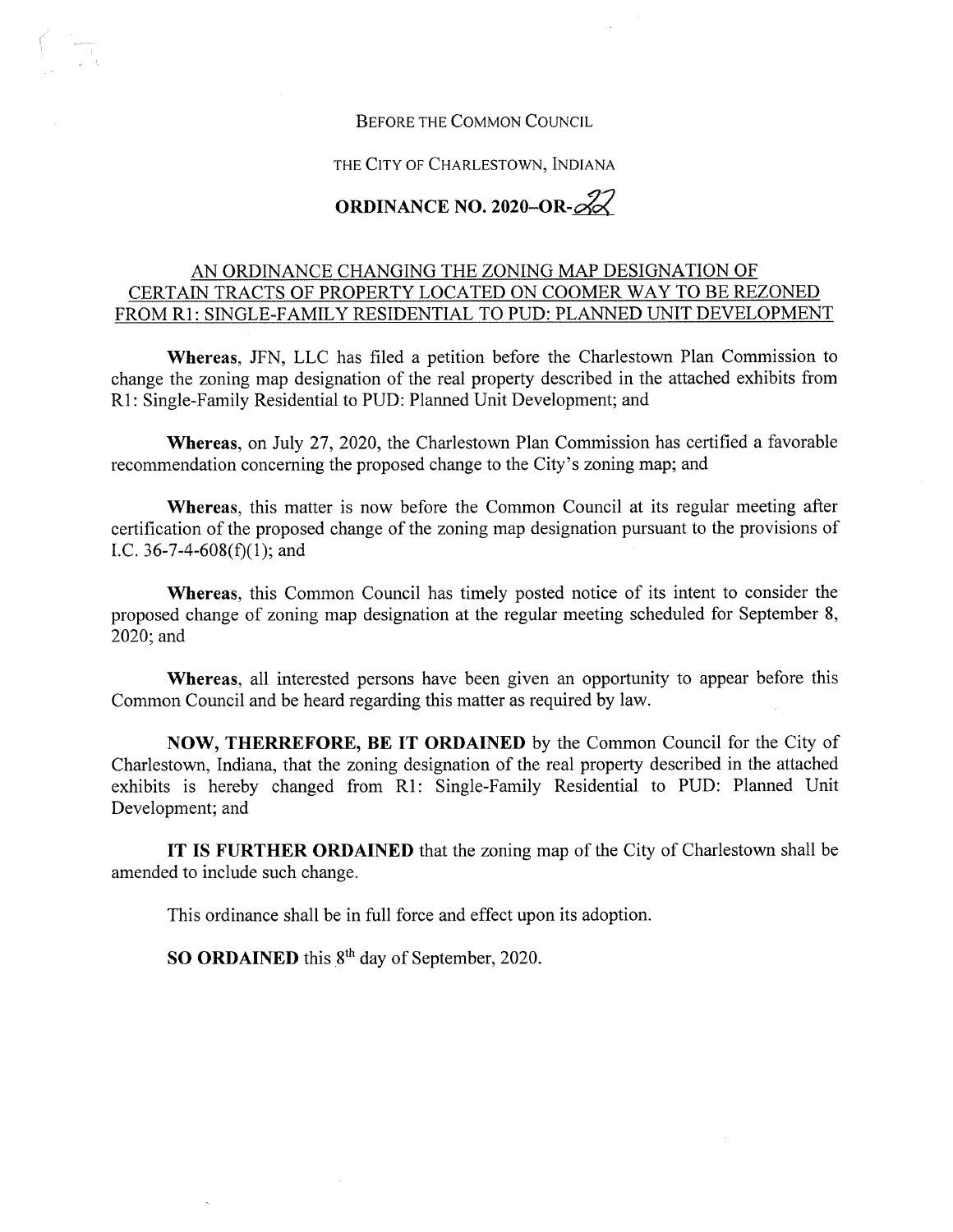BEFORE THE COMMON COUNCIL

THE CITY OF CHARLESTOWN, INDIANA

# ORDINANCE NO. 2020–OR-22

AN ORDINANCE CHANGING THE ZONING MAP DESIGNATION OF CERTAIN TRACTS OF PROPERTY LOCATED ON COOMER WAY TO BE REZONED FROM R1: SINGLE-FAMILY RESIDENTIAL TO PUD: PLANNED UNIT DEVELOPMENT

**Whereas**, JFN, LLC has filed a petition before the Charlestown Plan Commission to change the zoning map designation of the real property described in the attached exhibits from R1: Single-Family Residential to PUD: Planned Unit Development; and

**Whereas**, on July 27, 2020, the Charlestown Plan Commission has certified a favorable recommendation concerning the proposed change to the City's zoning map; and

**Whereas**, this matter is now before the Common Council at its regular meeting after certification of the proposed change of the zoning map designation pursuant to the provisions of I.C. 36-7-4-608(f)(1); and

**Whereas**, this Common Council has timely posted notice of its intent to consider the proposed change of zoning map designation at the regular meeting scheduled for September 8, 2020; and

**Whereas**, all interested persons have been given an opportunity to appear before this Common Council and be heard regarding this matter as required by law.

**NOW, THERREFORE, BE IT ORDAINED** by the Common Council for the City of Charlestown, Indiana, that the zoning designation of the real property described in the attached exhibits is hereby changed from R1: Single-Family Residential to PUD: Planned Unit Development; and

**IT IS FURTHER ORDAINED** that the zoning map of the City of Charlestown shall be amended to include such change.

This ordinance shall be in full force and effect upon its adoption.

**SO ORDAINED** this 8th day of September, 2020.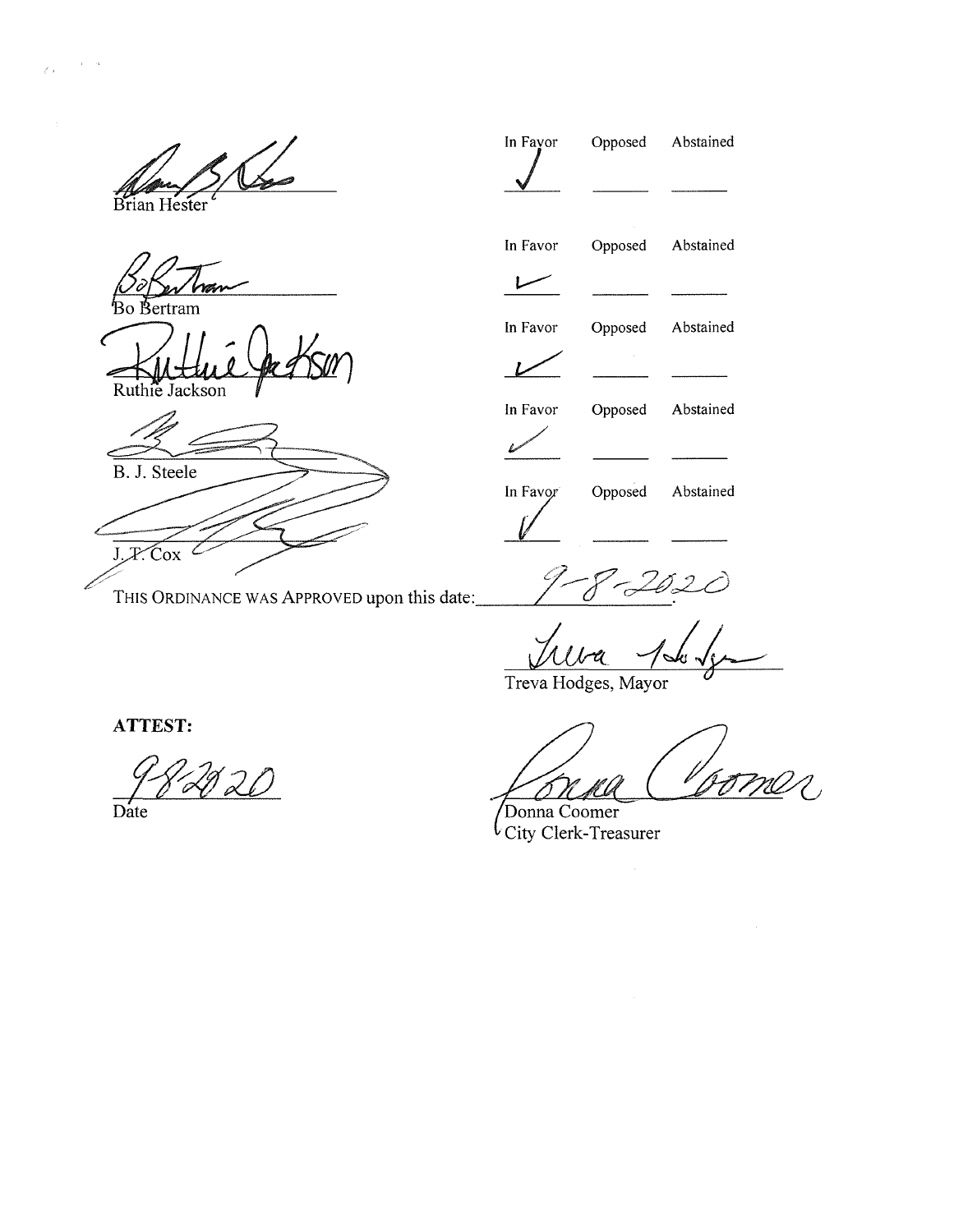| Council Member | In Favor | Opposed | Abstained |
|---|---|---|---|
| Brian Hester | ✓ | | |
| Bo Bertram | ✓ | | |
| Ruthie Jackson | ✓ | | |
| B. J. Steele | ✓ | | |
| J. T. Cox | ✓ | | |

THIS ORDINANCE WAS APPROVED upon this date: 9-8-2020.

Treva Hodges, Mayor

**ATTEST:**

9-8-2020
Date

Donna Coomer
City Clerk-Treasurer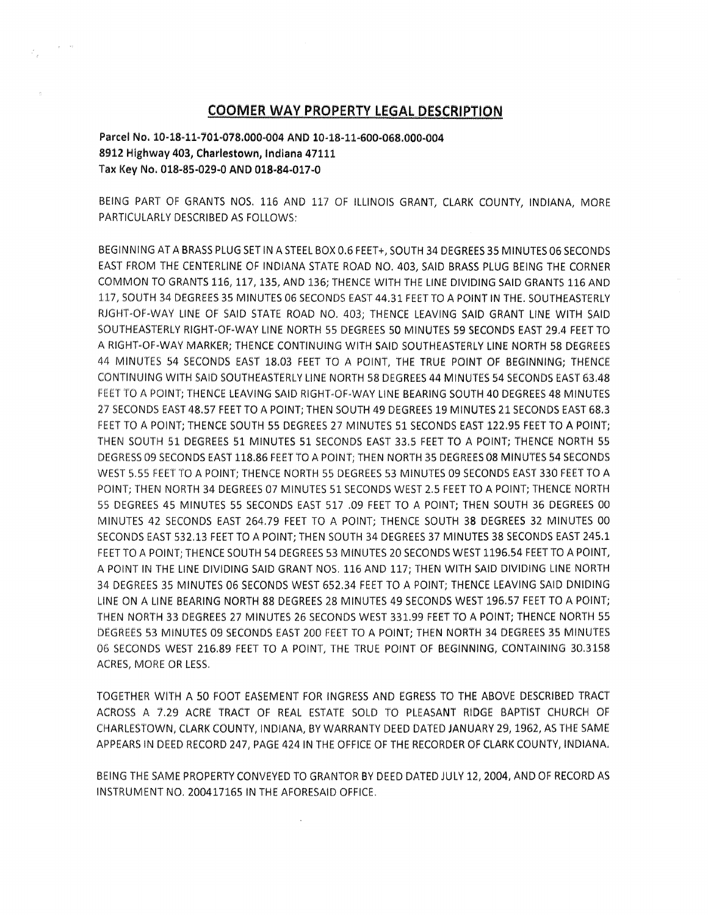## COOMER WAY PROPERTY LEGAL DESCRIPTION

**Parcel No. 10-18-11-701-078.000-004 AND 10-18-11-600-068.000-004**
**8912 Highway 403, Charlestown, Indiana 47111**
**Tax Key No. 018-85-029-0 AND 018-84-017-0**

BEING PART OF GRANTS NOS. 116 AND 117 OF ILLINOIS GRANT, CLARK COUNTY, INDIANA, MORE PARTICULARLY DESCRIBED AS FOLLOWS:

BEGINNING AT A BRASS PLUG SET IN A STEEL BOX 0.6 FEET+, SOUTH 34 DEGREES 35 MINUTES 06 SECONDS EAST FROM THE CENTERLINE OF INDIANA STATE ROAD NO. 403, SAID BRASS PLUG BEING THE CORNER COMMON TO GRANTS 116, 117, 135, AND 136; THENCE WITH THE LINE DIVIDING SAID GRANTS 116 AND 117, SOUTH 34 DEGREES 35 MINUTES 06 SECONDS EAST 44.31 FEET TO A POINT IN THE. SOUTHEASTERLY RIGHT-OF-WAY LINE OF SAID STATE ROAD NO. 403; THENCE LEAVING SAID GRANT LINE WITH SAID SOUTHEASTERLY RIGHT-OF-WAY LINE NORTH 55 DEGREES 50 MINUTES 59 SECONDS EAST 29.4 FEET TO A RIGHT-OF-WAY MARKER; THENCE CONTINUING WITH SAID SOUTHEASTERLY LINE NORTH 58 DEGREES 44 MINUTES 54 SECONDS EAST 18.03 FEET TO A POINT, THE TRUE POINT OF BEGINNING; THENCE CONTINUING WITH SAID SOUTHEASTERLY LINE NORTH 58 DEGREES 44 MINUTES 54 SECONDS EAST 63.48 FEET TO A POINT; THENCE LEAVING SAID RIGHT-OF-WAY LINE BEARING SOUTH 40 DEGREES 48 MINUTES 27 SECONDS EAST 48.57 FEET TO A POINT; THEN SOUTH 49 DEGREES 19 MINUTES 21 SECONDS EAST 68.3 FEET TO A POINT; THENCE SOUTH 55 DEGREES 27 MINUTES 51 SECONDS EAST 122.95 FEET TO A POINT; THEN SOUTH 51 DEGREES 51 MINUTES 51 SECONDS EAST 33.5 FEET TO A POINT; THENCE NORTH 55 DEGRESS 09 SECONDS EAST 118.86 FEET TO A POINT; THEN NORTH 35 DEGREES 08 MINUTES 54 SECONDS WEST 5.55 FEET TO A POINT; THENCE NORTH 55 DEGREES 53 MINUTES 09 SECONDS EAST 330 FEET TO A POINT; THEN NORTH 34 DEGREES 07 MINUTES 51 SECONDS WEST 2.5 FEET TO A POINT; THENCE NORTH 55 DEGREES 45 MINUTES 55 SECONDS EAST 517 .09 FEET TO A POINT; THEN SOUTH 36 DEGREES 00 MINUTES 42 SECONDS EAST 264.79 FEET TO A POINT; THENCE SOUTH 38 DEGREES 32 MINUTES 00 SECONDS EAST 532.13 FEET TO A POINT; THEN SOUTH 34 DEGREES 37 MINUTES 38 SECONDS EAST 245.1 FEET TO A POINT; THENCE SOUTH 54 DEGREES 53 MINUTES 20 SECONDS WEST 1196.54 FEET TO A POINT, A POINT IN THE LINE DIVIDING SAID GRANT NOS. 116 AND 117; THEN WITH SAID DIVIDING LINE NORTH 34 DEGREES 35 MINUTES 06 SECONDS WEST 652.34 FEET TO A POINT; THENCE LEAVING SAID DNIDING LINE ON A LINE BEARING NORTH 88 DEGREES 28 MINUTES 49 SECONDS WEST 196.57 FEET TO A POINT; THEN NORTH 33 DEGREES 27 MINUTES 26 SECONDS WEST 331.99 FEET TO A POINT; THENCE NORTH 55 DEGREES 53 MINUTES 09 SECONDS EAST 200 FEET TO A POINT; THEN NORTH 34 DEGREES 35 MINUTES 06 SECONDS WEST 216.89 FEET TO A POINT, THE TRUE POINT OF BEGINNING, CONTAINING 30.3158 ACRES, MORE OR LESS.

TOGETHER WITH A 50 FOOT EASEMENT FOR INGRESS AND EGRESS TO THE ABOVE DESCRIBED TRACT ACROSS A 7.29 ACRE TRACT OF REAL ESTATE SOLD TO PLEASANT RIDGE BAPTIST CHURCH OF CHARLESTOWN, CLARK COUNTY, INDIANA, BY WARRANTY DEED DATED JANUARY 29, 1962, AS THE SAME APPEARS IN DEED RECORD 247, PAGE 424 IN THE OFFICE OF THE RECORDER OF CLARK COUNTY, INDIANA.

BEING THE SAME PROPERTY CONVEYED TO GRANTOR BY DEED DATED JULY 12, 2004, AND OF RECORD AS INSTRUMENT NO. 200417165 IN THE AFORESAID OFFICE.